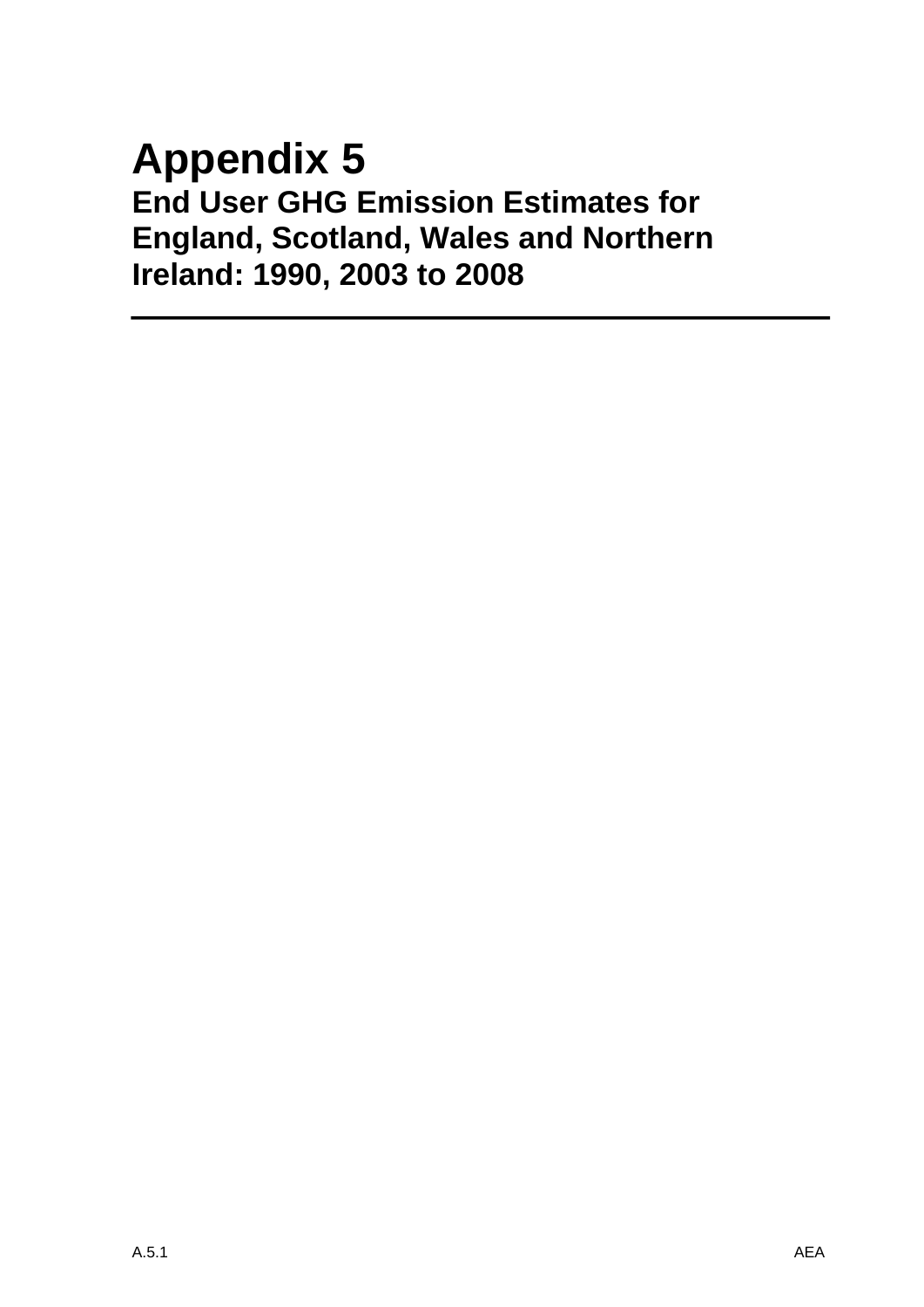# Appendix 5

## End User GHG Emission Estimates for England, Scotland, Wales and Northern Ireland: 1990, 2003 to 2008

---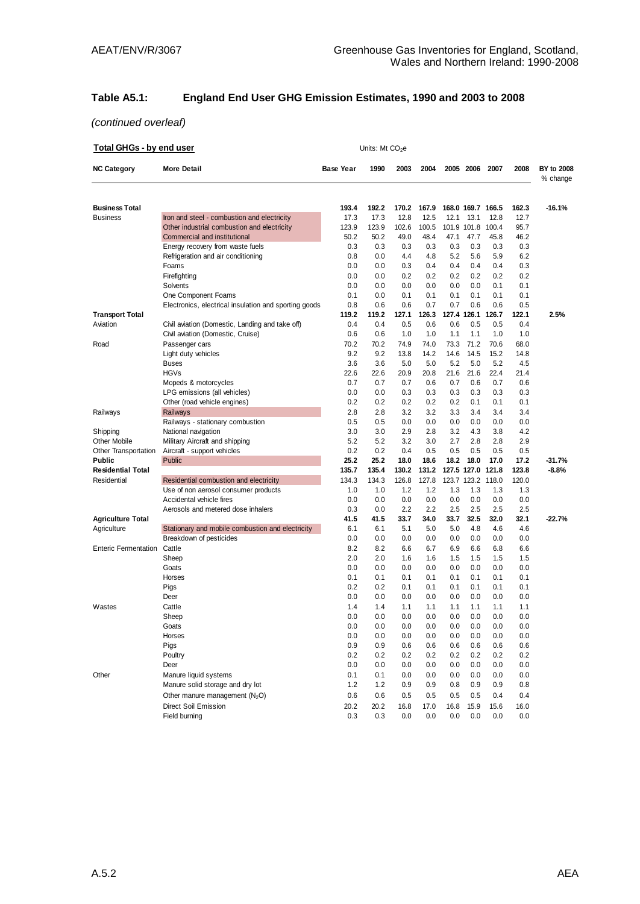## Table A5.1: England End User GHG Emission Estimates, 1990 and 2003 to 2008

*(continued overleaf)*

**Total GHGs - by end user** — Units: Mt $CO_2e$

| NC Category | More Detail | Base Year | 1990 | 2003 | 2004 | 2005 | 2006 | 2007 | 2008 | BY to 2008 % change |
|---|---|---|---|---|---|---|---|---|---|---|
| **Business Total** | | **193.4** | **192.2** | **170.2** | **167.9** | **168.0** | **169.7** | **166.5** | **162.3** | **-16.1%** |
| Business | Iron and steel - combustion and electricity | 17.3 | 17.3 | 12.8 | 12.5 | 12.1 | 13.1 | 12.8 | 12.7 | |
| | Other industrial combustion and electricity | 123.9 | 123.9 | 102.6 | 100.5 | 101.9 | 101.8 | 100.4 | 95.7 | |
| | Commercial and institutional | 50.2 | 50.2 | 49.0 | 48.4 | 47.1 | 47.7 | 45.8 | 46.2 | |
| | Energy recovery from waste fuels | 0.3 | 0.3 | 0.3 | 0.3 | 0.3 | 0.3 | 0.3 | 0.3 | |
| | Refrigeration and air conditioning | 0.8 | 0.0 | 4.4 | 4.8 | 5.2 | 5.6 | 5.9 | 6.2 | |
| | Foams | 0.0 | 0.0 | 0.3 | 0.4 | 0.4 | 0.4 | 0.4 | 0.3 | |
| | Firefighting | 0.0 | 0.0 | 0.2 | 0.2 | 0.2 | 0.2 | 0.2 | 0.2 | |
| | Solvents | 0.0 | 0.0 | 0.0 | 0.0 | 0.0 | 0.0 | 0.1 | 0.1 | |
| | One Component Foams | 0.1 | 0.0 | 0.1 | 0.1 | 0.1 | 0.1 | 0.1 | 0.1 | |
| | Electronics, electrical insulation and sporting goods | 0.8 | 0.6 | 0.6 | 0.7 | 0.7 | 0.6 | 0.6 | 0.5 | |
| **Transport Total** | | **119.2** | **119.2** | **127.1** | **126.3** | **127.4** | **126.1** | **126.7** | **122.1** | **2.5%** |
| Aviation | Civil aviation (Domestic, Landing and take off) | 0.4 | 0.4 | 0.5 | 0.6 | 0.6 | 0.5 | 0.5 | 0.4 | |
| | Civil aviation (Domestic, Cruise) | 0.6 | 0.6 | 1.0 | 1.0 | 1.1 | 1.1 | 1.0 | 1.0 | |
| Road | Passenger cars | 70.2 | 70.2 | 74.9 | 74.0 | 73.3 | 71.2 | 70.6 | 68.0 | |
| | Light duty vehicles | 9.2 | 9.2 | 13.8 | 14.2 | 14.6 | 14.5 | 15.2 | 14.8 | |
| | Buses | 3.6 | 3.6 | 5.0 | 5.0 | 5.2 | 5.0 | 5.2 | 4.5 | |
| | HGVs | 22.6 | 22.6 | 20.9 | 20.8 | 21.6 | 21.6 | 22.4 | 21.4 | |
| | Mopeds & motorcycles | 0.7 | 0.7 | 0.7 | 0.6 | 0.7 | 0.6 | 0.7 | 0.6 | |
| | LPG emissions (all vehicles) | 0.0 | 0.0 | 0.3 | 0.3 | 0.3 | 0.3 | 0.3 | 0.3 | |
| | Other (road vehicle engines) | 0.2 | 0.2 | 0.2 | 0.2 | 0.2 | 0.1 | 0.1 | 0.1 | |
| Railways | Railways | 2.8 | 2.8 | 3.2 | 3.2 | 3.3 | 3.4 | 3.4 | 3.4 | |
| | Railways - stationary combustion | 0.5 | 0.5 | 0.0 | 0.0 | 0.0 | 0.0 | 0.0 | 0.0 | |
| Shipping | National navigation | 3.0 | 3.0 | 2.9 | 2.8 | 3.2 | 4.3 | 3.8 | 4.2 | |
| Other Mobile | Military Aircraft and shipping | 5.2 | 5.2 | 3.2 | 3.0 | 2.7 | 2.8 | 2.8 | 2.9 | |
| Other Transportation | Aircraft - support vehicles | 0.2 | 0.2 | 0.4 | 0.5 | 0.5 | 0.5 | 0.5 | 0.5 | |
| **Public** | Public | **25.2** | **25.2** | **18.0** | **18.6** | **18.2** | **18.0** | **17.0** | **17.2** | **-31.7%** |
| **Residential Total** | | **135.7** | **135.4** | **130.2** | **131.2** | **127.5** | **127.0** | **121.8** | **123.8** | **-8.8%** |
| Residential | Residential combustion and electricity | 134.3 | 134.3 | 126.8 | 127.8 | 123.7 | 123.2 | 118.0 | 120.0 | |
| | Use of non aerosol consumer products | 1.0 | 1.0 | 1.2 | 1.2 | 1.3 | 1.3 | 1.3 | 1.3 | |
| | Accidental vehicle fires | 0.0 | 0.0 | 0.0 | 0.0 | 0.0 | 0.0 | 0.0 | 0.0 | |
| | Aerosols and metered dose inhalers | 0.3 | 0.0 | 2.2 | 2.2 | 2.5 | 2.5 | 2.5 | 2.5 | |
| **Agriculture Total** | | **41.5** | **41.5** | **33.7** | **34.0** | **33.7** | **32.5** | **32.0** | **32.1** | **-22.7%** |
| Agriculture | Stationary and mobile combustion and electricity | 6.1 | 6.1 | 5.1 | 5.0 | 5.0 | 4.8 | 4.6 | 4.6 | |
| | Breakdown of pesticides | 0.0 | 0.0 | 0.0 | 0.0 | 0.0 | 0.0 | 0.0 | 0.0 | |
| Enteric Fermentation | Cattle | 8.2 | 8.2 | 6.6 | 6.7 | 6.9 | 6.6 | 6.8 | 6.6 | |
| | Sheep | 2.0 | 2.0 | 1.6 | 1.6 | 1.5 | 1.5 | 1.5 | 1.5 | |
| | Goats | 0.0 | 0.0 | 0.0 | 0.0 | 0.0 | 0.0 | 0.0 | 0.0 | |
| | Horses | 0.1 | 0.1 | 0.1 | 0.1 | 0.1 | 0.1 | 0.1 | 0.1 | |
| | Pigs | 0.2 | 0.2 | 0.1 | 0.1 | 0.1 | 0.1 | 0.1 | 0.1 | |
| | Deer | 0.0 | 0.0 | 0.0 | 0.0 | 0.0 | 0.0 | 0.0 | 0.0 | |
| Wastes | Cattle | 1.4 | 1.4 | 1.1 | 1.1 | 1.1 | 1.1 | 1.1 | 1.1 | |
| | Sheep | 0.0 | 0.0 | 0.0 | 0.0 | 0.0 | 0.0 | 0.0 | 0.0 | |
| | Goats | 0.0 | 0.0 | 0.0 | 0.0 | 0.0 | 0.0 | 0.0 | 0.0 | |
| | Horses | 0.0 | 0.0 | 0.0 | 0.0 | 0.0 | 0.0 | 0.0 | 0.0 | |
| | Pigs | 0.9 | 0.9 | 0.6 | 0.6 | 0.6 | 0.6 | 0.6 | 0.6 | |
| | Poultry | 0.2 | 0.2 | 0.2 | 0.2 | 0.2 | 0.2 | 0.2 | 0.2 | |
| | Deer | 0.0 | 0.0 | 0.0 | 0.0 | 0.0 | 0.0 | 0.0 | 0.0 | |
| Other | Manure liquid systems | 0.1 | 0.1 | 0.0 | 0.0 | 0.0 | 0.0 | 0.0 | 0.0 | |
| | Manure solid storage and dry lot | 1.2 | 1.2 | 0.9 | 0.9 | 0.8 | 0.9 | 0.9 | 0.8 | |
| | Other manure management ($N_2O$) | 0.6 | 0.6 | 0.5 | 0.5 | 0.5 | 0.5 | 0.4 | 0.4 | |
| | Direct Soil Emission | 20.2 | 20.2 | 16.8 | 17.0 | 16.8 | 15.9 | 15.6 | 16.0 | |
| | Field burning | 0.3 | 0.3 | 0.0 | 0.0 | 0.0 | 0.0 | 0.0 | 0.0 | |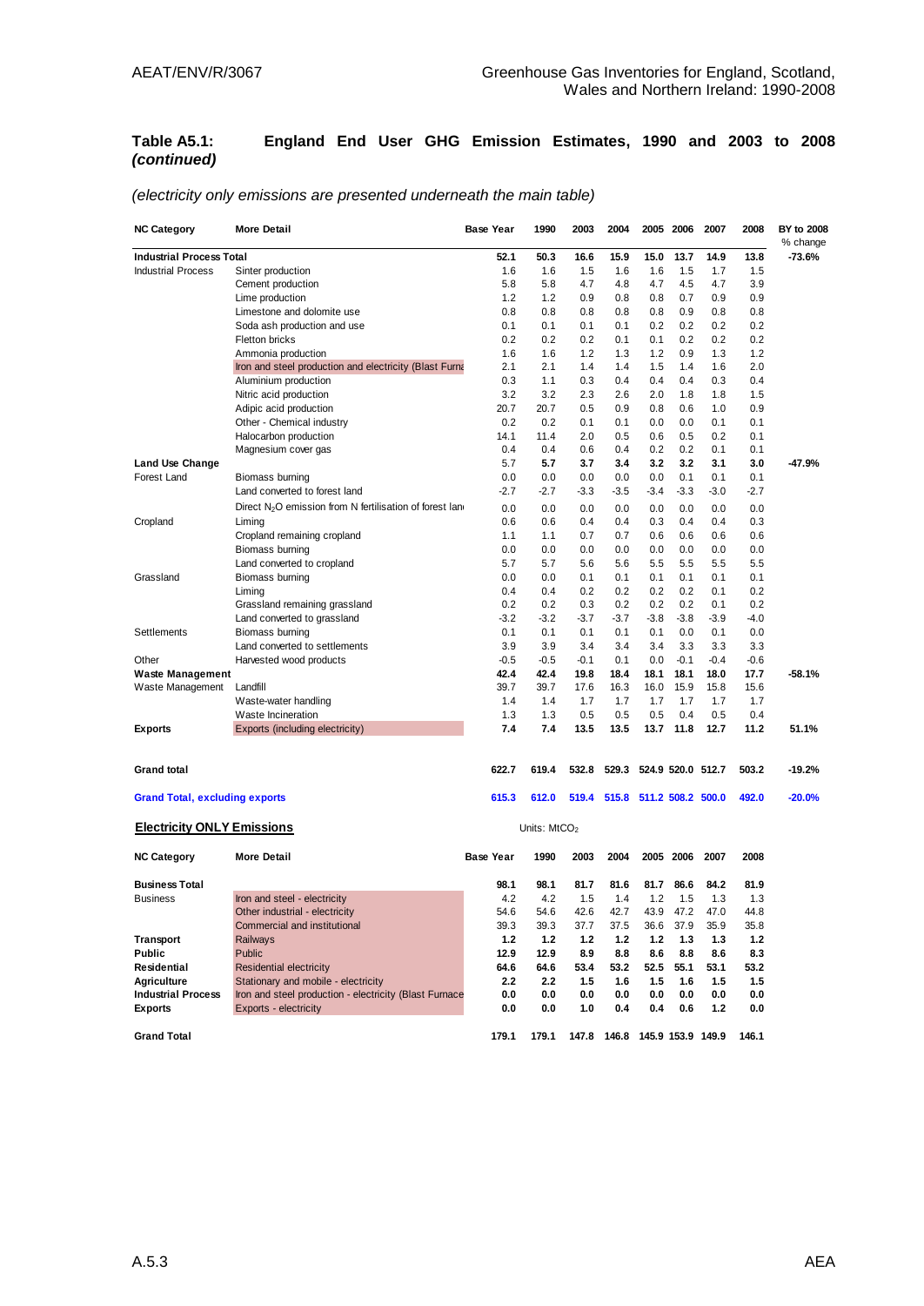### Table A5.1: England End User GHG Emission Estimates, 1990 and 2003 to 2008 *(continued)*

*(electricity only emissions are presented underneath the main table)*

| NC Category | More Detail | Base Year | 1990 | 2003 | 2004 | 2005 | 2006 | 2007 | 2008 | BY to 2008 % change |
|---|---|---|---|---|---|---|---|---|---|---|
| **Industrial Process Total** | | **52.1** | **50.3** | **16.6** | **15.9** | **15.0** | **13.7** | **14.9** | **13.8** | **-73.6%** |
| Industrial Process | Sinter production | 1.6 | 1.6 | 1.5 | 1.6 | 1.6 | 1.5 | 1.7 | 1.5 | |
| | Cement production | 5.8 | 5.8 | 4.7 | 4.8 | 4.7 | 4.5 | 4.7 | 3.9 | |
| | Lime production | 1.2 | 1.2 | 0.9 | 0.8 | 0.8 | 0.7 | 0.9 | 0.9 | |
| | Limestone and dolomite use | 0.8 | 0.8 | 0.8 | 0.8 | 0.8 | 0.9 | 0.8 | 0.8 | |
| | Soda ash production and use | 0.1 | 0.1 | 0.1 | 0.1 | 0.2 | 0.2 | 0.2 | 0.2 | |
| | Fletton bricks | 0.2 | 0.2 | 0.2 | 0.1 | 0.1 | 0.2 | 0.2 | 0.2 | |
| | Ammonia production | 1.6 | 1.6 | 1.2 | 1.3 | 1.2 | 0.9 | 1.3 | 1.2 | |
| | Iron and steel production and electricity (Blast Furna | 2.1 | 2.1 | 1.4 | 1.4 | 1.5 | 1.4 | 1.6 | 2.0 | |
| | Aluminium production | 0.3 | 1.1 | 0.3 | 0.4 | 0.4 | 0.4 | 0.3 | 0.4 | |
| | Nitric acid production | 3.2 | 3.2 | 2.3 | 2.6 | 2.0 | 1.8 | 1.8 | 1.5 | |
| | Adipic acid production | 20.7 | 20.7 | 0.5 | 0.9 | 0.8 | 0.6 | 1.0 | 0.9 | |
| | Other - Chemical industry | 0.2 | 0.2 | 0.1 | 0.1 | 0.0 | 0.0 | 0.1 | 0.1 | |
| | Halocarbon production | 14.1 | 11.4 | 2.0 | 0.5 | 0.6 | 0.5 | 0.2 | 0.1 | |
| | Magnesium cover gas | 0.4 | 0.4 | 0.6 | 0.4 | 0.2 | 0.2 | 0.1 | 0.1 | |
| **Land Use Change** | | 5.7 | **5.7** | **3.7** | **3.4** | **3.2** | **3.2** | **3.1** | **3.0** | **-47.9%** |
| Forest Land | Biomass burning | 0.0 | 0.0 | 0.0 | 0.0 | 0.0 | 0.1 | 0.1 | 0.1 | |
| | Land converted to forest land | -2.7 | -2.7 | -3.3 | -3.5 | -3.4 | -3.3 | -3.0 | -2.7 | |
| | Direct $N_2O$ emission from N fertilisation of forest lan | 0.0 | 0.0 | 0.0 | 0.0 | 0.0 | 0.0 | 0.0 | 0.0 | |
| Cropland | Liming | 0.6 | 0.6 | 0.4 | 0.4 | 0.3 | 0.4 | 0.4 | 0.3 | |
| | Cropland remaining cropland | 1.1 | 1.1 | 0.7 | 0.7 | 0.6 | 0.6 | 0.6 | 0.6 | |
| | Biomass burning | 0.0 | 0.0 | 0.0 | 0.0 | 0.0 | 0.0 | 0.0 | 0.0 | |
| | Land converted to cropland | 5.7 | 5.7 | 5.6 | 5.6 | 5.5 | 5.5 | 5.5 | 5.5 | |
| Grassland | Biomass burning | 0.0 | 0.0 | 0.1 | 0.1 | 0.1 | 0.1 | 0.1 | 0.1 | |
| | Liming | 0.4 | 0.4 | 0.2 | 0.2 | 0.2 | 0.2 | 0.1 | 0.2 | |
| | Grassland remaining grassland | 0.2 | 0.2 | 0.3 | 0.2 | 0.2 | 0.2 | 0.1 | 0.2 | |
| | Land converted to grassland | -3.2 | -3.2 | -3.7 | -3.7 | -3.8 | -3.8 | -3.9 | -4.0 | |
| Settlements | Biomass burning | 0.1 | 0.1 | 0.1 | 0.1 | 0.1 | 0.0 | 0.1 | 0.0 | |
| | Land converted to settlements | 3.9 | 3.9 | 3.4 | 3.4 | 3.4 | 3.3 | 3.3 | 3.3 | |
| Other | Harvested wood products | -0.5 | -0.5 | -0.1 | 0.1 | 0.0 | -0.1 | -0.4 | -0.6 | |
| **Waste Management** | | **42.4** | **42.4** | **19.8** | **18.4** | **18.1** | **18.1** | **18.0** | **17.7** | **-58.1%** |
| Waste Management | Landfill | 39.7 | 39.7 | 17.6 | 16.3 | 16.0 | 15.9 | 15.8 | 15.6 | |
| | Waste-water handling | 1.4 | 1.4 | 1.7 | 1.7 | 1.7 | 1.7 | 1.7 | 1.7 | |
| | Waste Incineration | 1.3 | 1.3 | 0.5 | 0.5 | 0.5 | 0.4 | 0.5 | 0.4 | |
| **Exports** | Exports (including electricity) | **7.4** | **7.4** | **13.5** | **13.5** | **13.7** | **11.8** | **12.7** | **11.2** | **51.1%** |
| **Grand total** | | **622.7** | **619.4** | **532.8** | **529.3** | **524.9** | **520.0** | **512.7** | **503.2** | **-19.2%** |
| **Grand Total, excluding exports** | | **615.3** | **612.0** | **519.4** | **515.8** | **511.2** | **508.2** | **500.0** | **492.0** | **-20.0%** |

## Electricity ONLY Emissions

Units: $MtCO_2$

| NC Category | More Detail | Base Year | 1990 | 2003 | 2004 | 2005 | 2006 | 2007 | 2008 |
|---|---|---|---|---|---|---|---|---|---|
| **Business Total** | | **98.1** | **98.1** | **81.7** | **81.6** | **81.7** | **86.6** | **84.2** | **81.9** |
| Business | Iron and steel - electricity | 4.2 | 4.2 | 1.5 | 1.4 | 1.2 | 1.5 | 1.3 | 1.3 |
| | Other industrial - electricity | 54.6 | 54.6 | 42.6 | 42.7 | 43.9 | 47.2 | 47.0 | 44.8 |
| | Commercial and institutional | 39.3 | 39.3 | 37.7 | 37.5 | 36.6 | 37.9 | 35.9 | 35.8 |
| **Transport** | Railways | **1.2** | **1.2** | **1.2** | **1.2** | **1.2** | **1.3** | **1.3** | **1.2** |
| **Public** | Public | **12.9** | **12.9** | **8.9** | **8.8** | **8.6** | **8.8** | **8.6** | **8.3** |
| **Residential** | Residential electricity | **64.6** | **64.6** | **53.4** | **53.2** | **52.5** | **55.1** | **53.1** | **53.2** |
| **Agriculture** | Stationary and mobile - electricity | **2.2** | **2.2** | **1.5** | **1.6** | **1.5** | **1.6** | **1.5** | **1.5** |
| **Industrial Process** | Iron and steel production - electricity (Blast Furnace | **0.0** | **0.0** | **0.0** | **0.0** | **0.0** | **0.0** | **0.0** | **0.0** |
| **Exports** | Exports - electricity | **0.0** | **0.0** | **1.0** | **0.4** | **0.4** | **0.6** | **1.2** | **0.0** |
| **Grand Total** | | **179.1** | **179.1** | **147.8** | **146.8** | **145.9** | **153.9** | **149.9** | **146.1** |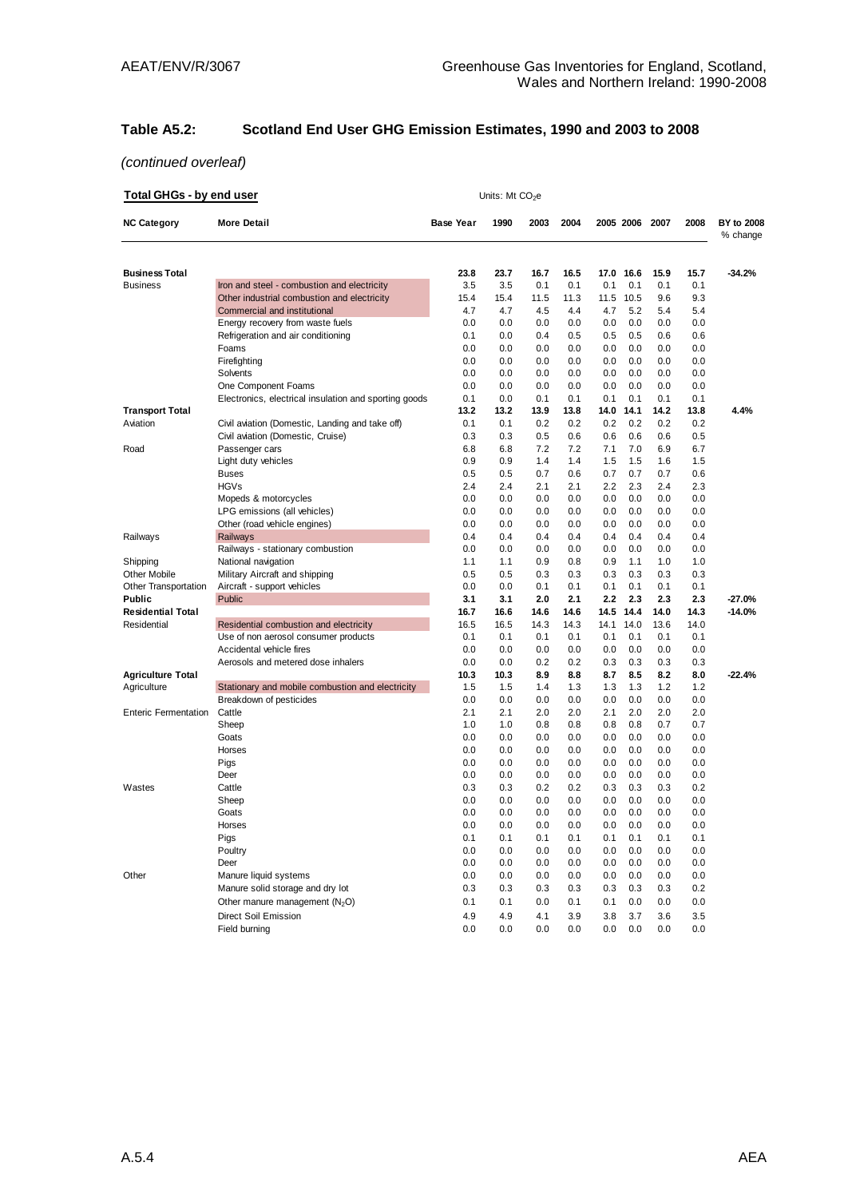## Table A5.2: Scotland End User GHG Emission Estimates, 1990 and 2003 to 2008

*(continued overleaf)*

**Total GHGs - by end user**

Units: Mt $CO_2e$

| NC Category | More Detail | Base Year | 1990 | 2003 | 2004 | 2005 | 2006 | 2007 | 2008 | BY to 2008 % change |
|---|---|---|---|---|---|---|---|---|---|---|
| **Business Total** | | **23.8** | **23.7** | **16.7** | **16.5** | **17.0** | **16.6** | **15.9** | **15.7** | **-34.2%** |
| Business | Iron and steel - combustion and electricity | 3.5 | 3.5 | 0.1 | 0.1 | 0.1 | 0.1 | 0.1 | 0.1 | |
| | Other industrial combustion and electricity | 15.4 | 15.4 | 11.5 | 11.3 | 11.5 | 10.5 | 9.6 | 9.3 | |
| | Commercial and institutional | 4.7 | 4.7 | 4.5 | 4.4 | 4.7 | 5.2 | 5.4 | 5.4 | |
| | Energy recovery from waste fuels | 0.0 | 0.0 | 0.0 | 0.0 | 0.0 | 0.0 | 0.0 | 0.0 | |
| | Refrigeration and air conditioning | 0.1 | 0.0 | 0.4 | 0.5 | 0.5 | 0.5 | 0.6 | 0.6 | |
| | Foams | 0.0 | 0.0 | 0.0 | 0.0 | 0.0 | 0.0 | 0.0 | 0.0 | |
| | Firefighting | 0.0 | 0.0 | 0.0 | 0.0 | 0.0 | 0.0 | 0.0 | 0.0 | |
| | Solvents | 0.0 | 0.0 | 0.0 | 0.0 | 0.0 | 0.0 | 0.0 | 0.0 | |
| | One Component Foams | 0.0 | 0.0 | 0.0 | 0.0 | 0.0 | 0.0 | 0.0 | 0.0 | |
| | Electronics, electrical insulation and sporting goods | 0.1 | 0.0 | 0.1 | 0.1 | 0.1 | 0.1 | 0.1 | 0.1 | |
| **Transport Total** | | **13.2** | **13.2** | **13.9** | **13.8** | **14.0** | **14.1** | **14.2** | **13.8** | **4.4%** |
| Aviation | Civil aviation (Domestic, Landing and take off) | 0.1 | 0.1 | 0.2 | 0.2 | 0.2 | 0.2 | 0.2 | 0.2 | |
| | Civil aviation (Domestic, Cruise) | 0.3 | 0.3 | 0.5 | 0.6 | 0.6 | 0.6 | 0.6 | 0.5 | |
| Road | Passenger cars | 6.8 | 6.8 | 7.2 | 7.2 | 7.1 | 7.0 | 6.9 | 6.7 | |
| | Light duty vehicles | 0.9 | 0.9 | 1.4 | 1.4 | 1.5 | 1.5 | 1.6 | 1.5 | |
| | Buses | 0.5 | 0.5 | 0.7 | 0.6 | 0.7 | 0.7 | 0.7 | 0.6 | |
| | HGVs | 2.4 | 2.4 | 2.1 | 2.1 | 2.2 | 2.3 | 2.4 | 2.3 | |
| | Mopeds & motorcycles | 0.0 | 0.0 | 0.0 | 0.0 | 0.0 | 0.0 | 0.0 | 0.0 | |
| | LPG emissions (all vehicles) | 0.0 | 0.0 | 0.0 | 0.0 | 0.0 | 0.0 | 0.0 | 0.0 | |
| | Other (road vehicle engines) | 0.0 | 0.0 | 0.0 | 0.0 | 0.0 | 0.0 | 0.0 | 0.0 | |
| Railways | Railways | 0.4 | 0.4 | 0.4 | 0.4 | 0.4 | 0.4 | 0.4 | 0.4 | |
| | Railways - stationary combustion | 0.0 | 0.0 | 0.0 | 0.0 | 0.0 | 0.0 | 0.0 | 0.0 | |
| Shipping | National navigation | 1.1 | 1.1 | 0.9 | 0.8 | 0.9 | 1.1 | 1.0 | 1.0 | |
| Other Mobile | Military Aircraft and shipping | 0.5 | 0.5 | 0.3 | 0.3 | 0.3 | 0.3 | 0.3 | 0.3 | |
| Other Transportation | Aircraft - support vehicles | 0.0 | 0.0 | 0.1 | 0.1 | 0.1 | 0.1 | 0.1 | 0.1 | |
| **Public** | Public | **3.1** | **3.1** | **2.0** | **2.1** | **2.2** | **2.3** | **2.3** | **2.3** | **-27.0%** |
| **Residential Total** | | **16.7** | **16.6** | **14.6** | **14.6** | **14.5** | **14.4** | **14.0** | **14.3** | **-14.0%** |
| Residential | Residential combustion and electricity | 16.5 | 16.5 | 14.3 | 14.3 | 14.1 | 14.0 | 13.6 | 14.0 | |
| | Use of non aerosol consumer products | 0.1 | 0.1 | 0.1 | 0.1 | 0.1 | 0.1 | 0.1 | 0.1 | |
| | Accidental vehicle fires | 0.0 | 0.0 | 0.0 | 0.0 | 0.0 | 0.0 | 0.0 | 0.0 | |
| | Aerosols and metered dose inhalers | 0.0 | 0.0 | 0.2 | 0.2 | 0.3 | 0.3 | 0.3 | 0.3 | |
| **Agriculture Total** | | **10.3** | **10.3** | **8.9** | **8.8** | **8.7** | **8.5** | **8.2** | **8.0** | **-22.4%** |
| Agriculture | Stationary and mobile combustion and electricity | 1.5 | 1.5 | 1.4 | 1.3 | 1.3 | 1.3 | 1.2 | 1.2 | |
| | Breakdown of pesticides | 0.0 | 0.0 | 0.0 | 0.0 | 0.0 | 0.0 | 0.0 | 0.0 | |
| Enteric Fermentation | Cattle | 2.1 | 2.1 | 2.0 | 2.0 | 2.1 | 2.0 | 2.0 | 2.0 | |
| | Sheep | 1.0 | 1.0 | 0.8 | 0.8 | 0.8 | 0.8 | 0.7 | 0.7 | |
| | Goats | 0.0 | 0.0 | 0.0 | 0.0 | 0.0 | 0.0 | 0.0 | 0.0 | |
| | Horses | 0.0 | 0.0 | 0.0 | 0.0 | 0.0 | 0.0 | 0.0 | 0.0 | |
| | Pigs | 0.0 | 0.0 | 0.0 | 0.0 | 0.0 | 0.0 | 0.0 | 0.0 | |
| | Deer | 0.0 | 0.0 | 0.0 | 0.0 | 0.0 | 0.0 | 0.0 | 0.0 | |
| Wastes | Cattle | 0.3 | 0.3 | 0.2 | 0.2 | 0.3 | 0.3 | 0.3 | 0.2 | |
| | Sheep | 0.0 | 0.0 | 0.0 | 0.0 | 0.0 | 0.0 | 0.0 | 0.0 | |
| | Goats | 0.0 | 0.0 | 0.0 | 0.0 | 0.0 | 0.0 | 0.0 | 0.0 | |
| | Horses | 0.0 | 0.0 | 0.0 | 0.0 | 0.0 | 0.0 | 0.0 | 0.0 | |
| | Pigs | 0.1 | 0.1 | 0.1 | 0.1 | 0.1 | 0.1 | 0.1 | 0.1 | |
| | Poultry | 0.0 | 0.0 | 0.0 | 0.0 | 0.0 | 0.0 | 0.0 | 0.0 | |
| | Deer | 0.0 | 0.0 | 0.0 | 0.0 | 0.0 | 0.0 | 0.0 | 0.0 | |
| Other | Manure liquid systems | 0.0 | 0.0 | 0.0 | 0.0 | 0.0 | 0.0 | 0.0 | 0.0 | |
| | Manure solid storage and dry lot | 0.3 | 0.3 | 0.3 | 0.3 | 0.3 | 0.3 | 0.3 | 0.2 | |
| | Other manure management ($N_2O$) | 0.1 | 0.1 | 0.0 | 0.1 | 0.1 | 0.0 | 0.0 | 0.0 | |
| | Direct Soil Emission | 4.9 | 4.9 | 4.1 | 3.9 | 3.8 | 3.7 | 3.6 | 3.5 | |
| | Field burning | 0.0 | 0.0 | 0.0 | 0.0 | 0.0 | 0.0 | 0.0 | 0.0 | |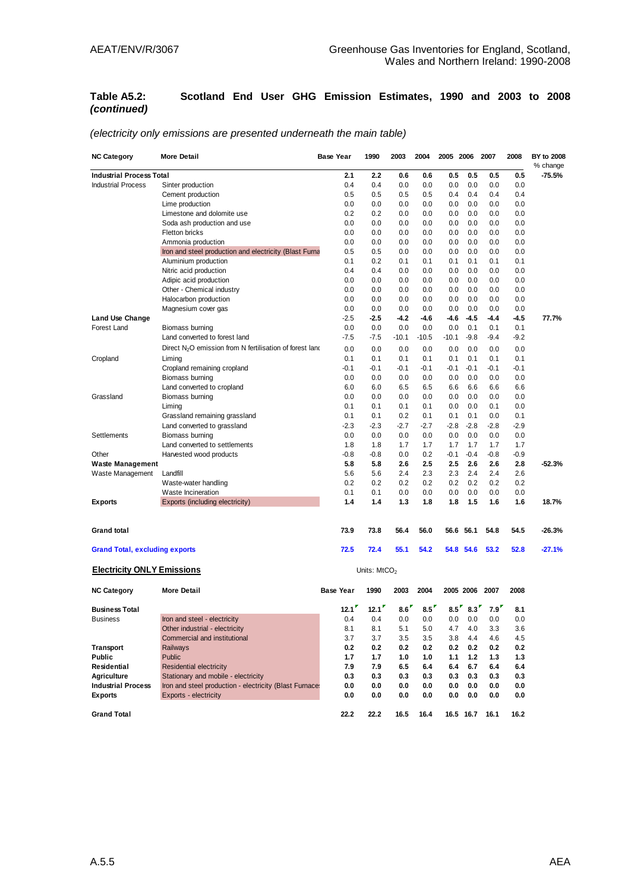### Table A5.2: Scotland End User GHG Emission Estimates, 1990 and 2003 to 2008 *(continued)*

*(electricity only emissions are presented underneath the main table)*

| NC Category | More Detail | Base Year | 1990 | 2003 | 2004 | 2005 | 2006 | 2007 | 2008 | BY to 2008 % change |
|---|---|---|---|---|---|---|---|---|---|---|
| **Industrial Process Total** | | **2.1** | **2.2** | **0.6** | **0.6** | **0.5** | **0.5** | **0.5** | **0.5** | **-75.5%** |
| Industrial Process | Sinter production | 0.4 | 0.4 | 0.0 | 0.0 | 0.0 | 0.0 | 0.0 | 0.0 | |
| | Cement production | 0.5 | 0.5 | 0.5 | 0.5 | 0.4 | 0.4 | 0.4 | 0.4 | |
| | Lime production | 0.0 | 0.0 | 0.0 | 0.0 | 0.0 | 0.0 | 0.0 | 0.0 | |
| | Limestone and dolomite use | 0.2 | 0.2 | 0.0 | 0.0 | 0.0 | 0.0 | 0.0 | 0.0 | |
| | Soda ash production and use | 0.0 | 0.0 | 0.0 | 0.0 | 0.0 | 0.0 | 0.0 | 0.0 | |
| | Fletton bricks | 0.0 | 0.0 | 0.0 | 0.0 | 0.0 | 0.0 | 0.0 | 0.0 | |
| | Ammonia production | 0.0 | 0.0 | 0.0 | 0.0 | 0.0 | 0.0 | 0.0 | 0.0 | |
| | Iron and steel production and electricity (Blast Furna | 0.5 | 0.5 | 0.0 | 0.0 | 0.0 | 0.0 | 0.0 | 0.0 | |
| | Aluminium production | 0.1 | 0.2 | 0.1 | 0.1 | 0.1 | 0.1 | 0.1 | 0.1 | |
| | Nitric acid production | 0.4 | 0.4 | 0.0 | 0.0 | 0.0 | 0.0 | 0.0 | 0.0 | |
| | Adipic acid production | 0.0 | 0.0 | 0.0 | 0.0 | 0.0 | 0.0 | 0.0 | 0.0 | |
| | Other - Chemical industry | 0.0 | 0.0 | 0.0 | 0.0 | 0.0 | 0.0 | 0.0 | 0.0 | |
| | Halocarbon production | 0.0 | 0.0 | 0.0 | 0.0 | 0.0 | 0.0 | 0.0 | 0.0 | |
| | Magnesium cover gas | 0.0 | 0.0 | 0.0 | 0.0 | 0.0 | 0.0 | 0.0 | 0.0 | |
| **Land Use Change** | | -2.5 | **-2.5** | **-4.2** | **-4.6** | **-4.6** | **-4.5** | **-4.4** | **-4.5** | **77.7%** |
| Forest Land | Biomass burning | 0.0 | 0.0 | 0.0 | 0.0 | 0.0 | 0.1 | 0.1 | 0.1 | |
| | Land converted to forest land | -7.5 | -7.5 | -10.1 | -10.5 | -10.1 | -9.8 | -9.4 | -9.2 | |
| | Direct $N_2O$ emission from N fertilisation of forest lanc | 0.0 | 0.0 | 0.0 | 0.0 | 0.0 | 0.0 | 0.0 | 0.0 | |
| Cropland | Liming | 0.1 | 0.1 | 0.1 | 0.1 | 0.1 | 0.1 | 0.1 | 0.1 | |
| | Cropland remaining cropland | -0.1 | -0.1 | -0.1 | -0.1 | -0.1 | -0.1 | -0.1 | -0.1 | |
| | Biomass burning | 0.0 | 0.0 | 0.0 | 0.0 | 0.0 | 0.0 | 0.0 | 0.0 | |
| | Land converted to cropland | 6.0 | 6.0 | 6.5 | 6.5 | 6.6 | 6.6 | 6.6 | 6.6 | |
| Grassland | Biomass burning | 0.0 | 0.0 | 0.0 | 0.0 | 0.0 | 0.0 | 0.0 | 0.0 | |
| | Liming | 0.1 | 0.1 | 0.1 | 0.1 | 0.0 | 0.0 | 0.1 | 0.0 | |
| | Grassland remaining grassland | 0.1 | 0.1 | 0.2 | 0.1 | 0.1 | 0.1 | 0.0 | 0.1 | |
| | Land converted to grassland | -2.3 | -2.3 | -2.7 | -2.7 | -2.8 | -2.8 | -2.8 | -2.9 | |
| Settlements | Biomass burning | 0.0 | 0.0 | 0.0 | 0.0 | 0.0 | 0.0 | 0.0 | 0.0 | |
| | Land converted to settlements | 1.8 | 1.8 | 1.7 | 1.7 | 1.7 | 1.7 | 1.7 | 1.7 | |
| Other | Harvested wood products | -0.8 | -0.8 | 0.0 | 0.2 | -0.1 | -0.4 | -0.8 | -0.9 | |
| **Waste Management** | | **5.8** | **5.8** | **2.6** | **2.5** | **2.5** | **2.6** | **2.6** | **2.8** | **-52.3%** |
| Waste Management | Landfill | 5.6 | 5.6 | 2.4 | 2.3 | 2.3 | 2.4 | 2.4 | 2.6 | |
| | Waste-water handling | 0.2 | 0.2 | 0.2 | 0.2 | 0.2 | 0.2 | 0.2 | 0.2 | |
| | Waste Incineration | 0.1 | 0.1 | 0.0 | 0.0 | 0.0 | 0.0 | 0.0 | 0.0 | |
| **Exports** | Exports (including electricity) | **1.4** | **1.4** | **1.3** | **1.8** | **1.8** | **1.5** | **1.6** | **1.6** | **18.7%** |
| **Grand total** | | **73.9** | **73.8** | **56.4** | **56.0** | **56.6** | **56.1** | **54.8** | **54.5** | **-26.3%** |
| **Grand Total, excluding exports** | | **72.5** | **72.4** | **55.1** | **54.2** | **54.8** | **54.6** | **53.2** | **52.8** | **-27.1%** |

**Electricity ONLY Emissions**

Units: $MtCO_2$

| NC Category | More Detail | Base Year | 1990 | 2003 | 2004 | 2005 | 2006 | 2007 | 2008 |
|---|---|---|---|---|---|---|---|---|---|
| **Business Total** | | **12.1** | **12.1** | **8.6** | **8.5** | **8.5** | **8.3** | **7.9** | **8.1** |
| Business | Iron and steel - electricity | 0.4 | 0.4 | 0.0 | 0.0 | 0.0 | 0.0 | 0.0 | 0.0 |
| | Other industrial - electricity | 8.1 | 8.1 | 5.1 | 5.0 | 4.7 | 4.0 | 3.3 | 3.6 |
| | Commercial and institutional | 3.7 | 3.7 | 3.5 | 3.5 | 3.8 | 4.4 | 4.6 | 4.5 |
| **Transport** | Railways | **0.2** | **0.2** | **0.2** | **0.2** | **0.2** | **0.2** | **0.2** | **0.2** |
| **Public** | Public | **1.7** | **1.7** | **1.0** | **1.0** | **1.1** | **1.2** | **1.3** | **1.3** |
| **Residential** | Residential electricity | **7.9** | **7.9** | **6.5** | **6.4** | **6.4** | **6.7** | **6.4** | **6.4** |
| **Agriculture** | Stationary and mobile - electricity | **0.3** | **0.3** | **0.3** | **0.3** | **0.3** | **0.3** | **0.3** | **0.3** |
| **Industrial Process** | Iron and steel production - electricity (Blast Furnace | **0.0** | **0.0** | **0.0** | **0.0** | **0.0** | **0.0** | **0.0** | **0.0** |
| **Exports** | Exports - electricity | **0.0** | **0.0** | **0.0** | **0.0** | **0.0** | **0.0** | **0.0** | **0.0** |
| **Grand Total** | | **22.2** | **22.2** | **16.5** | **16.4** | **16.5** | **16.7** | **16.1** | **16.2** |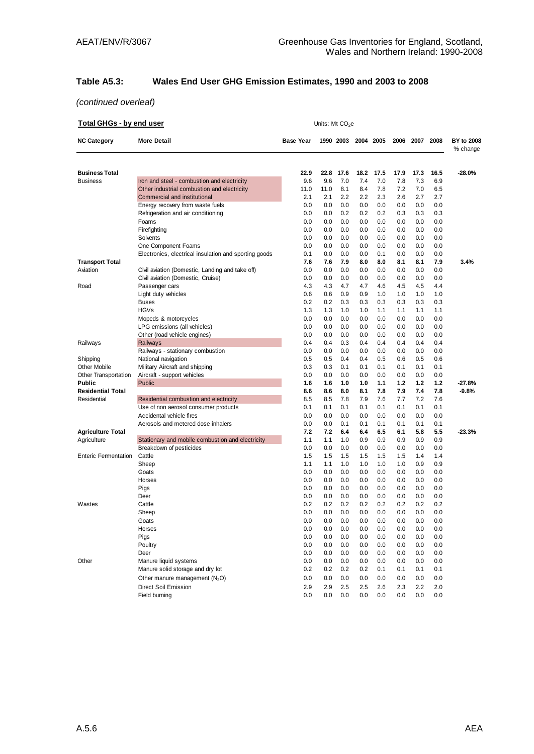### Table A5.3: Wales End User GHG Emission Estimates, 1990 and 2003 to 2008

*(continued overleaf)*

**Total GHGs - by end user**

Units: Mt $CO_2e$

| NC Category | More Detail | Base Year | 1990 | 2003 | 2004 | 2005 | 2006 | 2007 | 2008 | BY to 2008 % change |
|---|---|---|---|---|---|---|---|---|---|---|
| **Business Total** | | **22.9** | **22.8** | **17.6** | **18.2** | **17.5** | **17.9** | **17.3** | **16.5** | **-28.0%** |
| Business | Iron and steel - combustion and electricity | 9.6 | 9.6 | 7.0 | 7.4 | 7.0 | 7.8 | 7.3 | 6.9 | |
| | Other industrial combustion and electricity | 11.0 | 11.0 | 8.1 | 8.4 | 7.8 | 7.2 | 7.0 | 6.5 | |
| | Commercial and institutional | 2.1 | 2.1 | 2.2 | 2.2 | 2.3 | 2.6 | 2.7 | 2.7 | |
| | Energy recovery from waste fuels | 0.0 | 0.0 | 0.0 | 0.0 | 0.0 | 0.0 | 0.0 | 0.0 | |
| | Refrigeration and air conditioning | 0.0 | 0.0 | 0.2 | 0.2 | 0.2 | 0.3 | 0.3 | 0.3 | |
| | Foams | 0.0 | 0.0 | 0.0 | 0.0 | 0.0 | 0.0 | 0.0 | 0.0 | |
| | Firefighting | 0.0 | 0.0 | 0.0 | 0.0 | 0.0 | 0.0 | 0.0 | 0.0 | |
| | Solvents | 0.0 | 0.0 | 0.0 | 0.0 | 0.0 | 0.0 | 0.0 | 0.0 | |
| | One Component Foams | 0.0 | 0.0 | 0.0 | 0.0 | 0.0 | 0.0 | 0.0 | 0.0 | |
| | Electronics, electrical insulation and sporting goods | 0.1 | 0.0 | 0.0 | 0.0 | 0.1 | 0.0 | 0.0 | 0.0 | |
| **Transport Total** | | **7.6** | **7.6** | **7.9** | **8.0** | **8.0** | **8.1** | **8.1** | **7.9** | **3.4%** |
| Aviation | Civil aviation (Domestic, Landing and take off) | 0.0 | 0.0 | 0.0 | 0.0 | 0.0 | 0.0 | 0.0 | 0.0 | |
| | Civil aviation (Domestic, Cruise) | 0.0 | 0.0 | 0.0 | 0.0 | 0.0 | 0.0 | 0.0 | 0.0 | |
| Road | Passenger cars | 4.3 | 4.3 | 4.7 | 4.7 | 4.6 | 4.5 | 4.5 | 4.4 | |
| | Light duty vehicles | 0.6 | 0.6 | 0.9 | 0.9 | 1.0 | 1.0 | 1.0 | 1.0 | |
| | Buses | 0.2 | 0.2 | 0.3 | 0.3 | 0.3 | 0.3 | 0.3 | 0.3 | |
| | HGVs | 1.3 | 1.3 | 1.0 | 1.0 | 1.1 | 1.1 | 1.1 | 1.1 | |
| | Mopeds & motorcycles | 0.0 | 0.0 | 0.0 | 0.0 | 0.0 | 0.0 | 0.0 | 0.0 | |
| | LPG emissions (all vehicles) | 0.0 | 0.0 | 0.0 | 0.0 | 0.0 | 0.0 | 0.0 | 0.0 | |
| | Other (road vehicle engines) | 0.0 | 0.0 | 0.0 | 0.0 | 0.0 | 0.0 | 0.0 | 0.0 | |
| Railways | Railways | 0.4 | 0.4 | 0.3 | 0.4 | 0.4 | 0.4 | 0.4 | 0.4 | |
| | Railways - stationary combustion | 0.0 | 0.0 | 0.0 | 0.0 | 0.0 | 0.0 | 0.0 | 0.0 | |
| Shipping | National navigation | 0.5 | 0.5 | 0.4 | 0.4 | 0.5 | 0.6 | 0.5 | 0.6 | |
| Other Mobile | Military Aircraft and shipping | 0.3 | 0.3 | 0.1 | 0.1 | 0.1 | 0.1 | 0.1 | 0.1 | |
| Other Transportation | Aircraft - support vehicles | 0.0 | 0.0 | 0.0 | 0.0 | 0.0 | 0.0 | 0.0 | 0.0 | |
| **Public** | Public | **1.6** | **1.6** | **1.0** | **1.0** | **1.1** | **1.2** | **1.2** | **1.2** | **-27.8%** |
| **Residential Total** | | **8.6** | **8.6** | **8.0** | **8.1** | **7.8** | **7.9** | **7.4** | **7.8** | **-9.8%** |
| Residential | Residential combustion and electricity | 8.5 | 8.5 | 7.8 | 7.9 | 7.6 | 7.7 | 7.2 | 7.6 | |
| | Use of non aerosol consumer products | 0.1 | 0.1 | 0.1 | 0.1 | 0.1 | 0.1 | 0.1 | 0.1 | |
| | Accidental vehicle fires | 0.0 | 0.0 | 0.0 | 0.0 | 0.0 | 0.0 | 0.0 | 0.0 | |
| | Aerosols and metered dose inhalers | 0.0 | 0.0 | 0.1 | 0.1 | 0.1 | 0.1 | 0.1 | 0.1 | |
| **Agriculture Total** | | **7.2** | **7.2** | **6.4** | **6.4** | **6.5** | **6.1** | **5.8** | **5.5** | **-23.3%** |
| Agriculture | Stationary and mobile combustion and electricity | 1.1 | 1.1 | 1.0 | 0.9 | 0.9 | 0.9 | 0.9 | 0.9 | |
| | Breakdown of pesticides | 0.0 | 0.0 | 0.0 | 0.0 | 0.0 | 0.0 | 0.0 | 0.0 | |
| Enteric Fermentation | Cattle | 1.5 | 1.5 | 1.5 | 1.5 | 1.5 | 1.5 | 1.4 | 1.4 | |
| | Sheep | 1.1 | 1.1 | 1.0 | 1.0 | 1.0 | 1.0 | 0.9 | 0.9 | |
| | Goats | 0.0 | 0.0 | 0.0 | 0.0 | 0.0 | 0.0 | 0.0 | 0.0 | |
| | Horses | 0.0 | 0.0 | 0.0 | 0.0 | 0.0 | 0.0 | 0.0 | 0.0 | |
| | Pigs | 0.0 | 0.0 | 0.0 | 0.0 | 0.0 | 0.0 | 0.0 | 0.0 | |
| | Deer | 0.0 | 0.0 | 0.0 | 0.0 | 0.0 | 0.0 | 0.0 | 0.0 | |
| Wastes | Cattle | 0.2 | 0.2 | 0.2 | 0.2 | 0.2 | 0.2 | 0.2 | 0.2 | |
| | Sheep | 0.0 | 0.0 | 0.0 | 0.0 | 0.0 | 0.0 | 0.0 | 0.0 | |
| | Goats | 0.0 | 0.0 | 0.0 | 0.0 | 0.0 | 0.0 | 0.0 | 0.0 | |
| | Horses | 0.0 | 0.0 | 0.0 | 0.0 | 0.0 | 0.0 | 0.0 | 0.0 | |
| | Pigs | 0.0 | 0.0 | 0.0 | 0.0 | 0.0 | 0.0 | 0.0 | 0.0 | |
| | Poultry | 0.0 | 0.0 | 0.0 | 0.0 | 0.0 | 0.0 | 0.0 | 0.0 | |
| | Deer | 0.0 | 0.0 | 0.0 | 0.0 | 0.0 | 0.0 | 0.0 | 0.0 | |
| Other | Manure liquid systems | 0.0 | 0.0 | 0.0 | 0.0 | 0.0 | 0.0 | 0.0 | 0.0 | |
| | Manure solid storage and dry lot | 0.2 | 0.2 | 0.2 | 0.2 | 0.1 | 0.1 | 0.1 | 0.1 | |
| | Other manure management ($N_2O$) | 0.0 | 0.0 | 0.0 | 0.0 | 0.0 | 0.0 | 0.0 | 0.0 | |
| | Direct Soil Emission | 2.9 | 2.9 | 2.5 | 2.5 | 2.6 | 2.3 | 2.2 | 2.0 | |
| | Field burning | 0.0 | 0.0 | 0.0 | 0.0 | 0.0 | 0.0 | 0.0 | 0.0 | |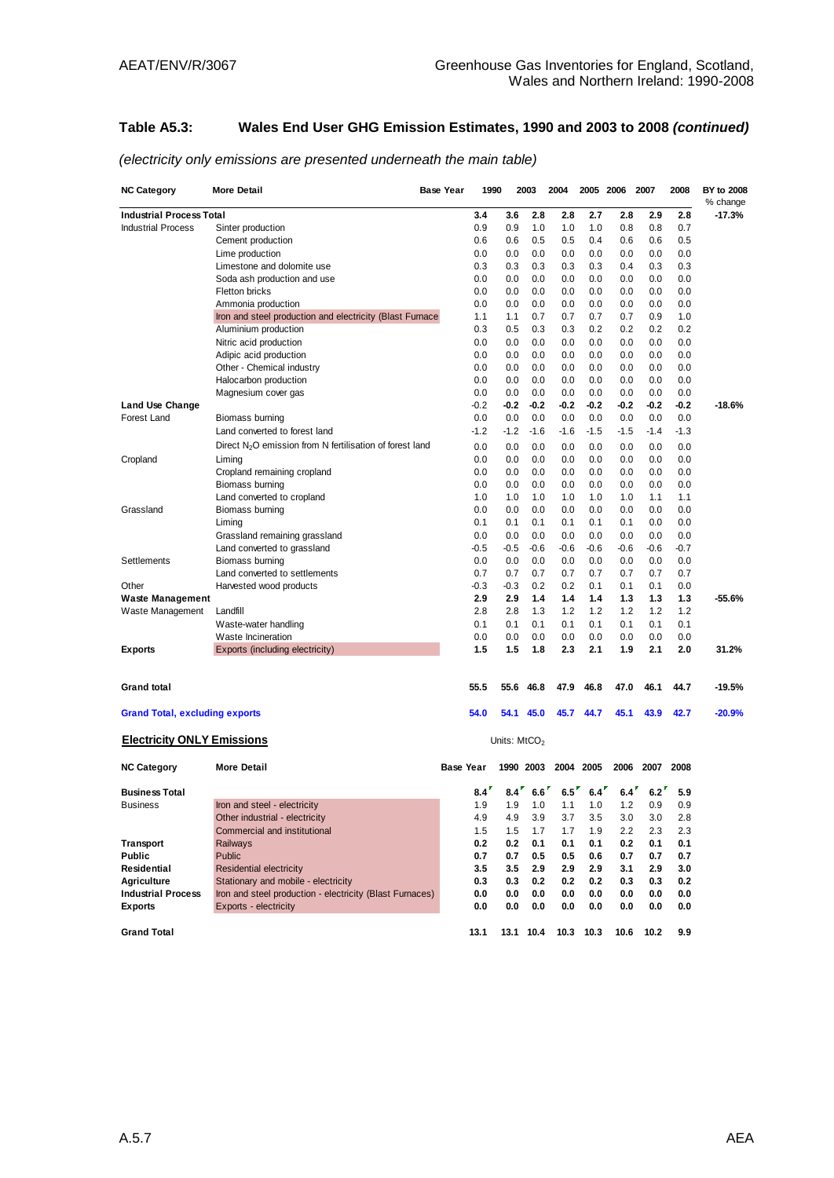## Table A5.3: Wales End User GHG Emission Estimates, 1990 and 2003 to 2008 *(continued)*

*(electricity only emissions are presented underneath the main table)*

| NC Category | More Detail | Base Year | 1990 | 2003 | 2004 | 2005 | 2006 | 2007 | 2008 | BY to 2008 % change |
|---|---|---|---|---|---|---|---|---|---|---|
| **Industrial Process Total** | | **3.4** | **3.6** | **2.8** | **2.8** | **2.7** | **2.8** | **2.9** | **2.8** | **-17.3%** |
| Industrial Process | Sinter production | 0.9 | 0.9 | 1.0 | 1.0 | 1.0 | 0.8 | 0.8 | 0.7 | |
| | Cement production | 0.6 | 0.6 | 0.5 | 0.5 | 0.4 | 0.6 | 0.6 | 0.5 | |
| | Lime production | 0.0 | 0.0 | 0.0 | 0.0 | 0.0 | 0.0 | 0.0 | 0.0 | |
| | Limestone and dolomite use | 0.3 | 0.3 | 0.3 | 0.3 | 0.3 | 0.4 | 0.3 | 0.3 | |
| | Soda ash production and use | 0.0 | 0.0 | 0.0 | 0.0 | 0.0 | 0.0 | 0.0 | 0.0 | |
| | Fletton bricks | 0.0 | 0.0 | 0.0 | 0.0 | 0.0 | 0.0 | 0.0 | 0.0 | |
| | Ammonia production | 0.0 | 0.0 | 0.0 | 0.0 | 0.0 | 0.0 | 0.0 | 0.0 | |
| | Iron and steel production and electricity (Blast Furnace | 1.1 | 1.1 | 0.7 | 0.7 | 0.7 | 0.7 | 0.9 | 1.0 | |
| | Aluminium production | 0.3 | 0.5 | 0.3 | 0.3 | 0.2 | 0.2 | 0.2 | 0.2 | |
| | Nitric acid production | 0.0 | 0.0 | 0.0 | 0.0 | 0.0 | 0.0 | 0.0 | 0.0 | |
| | Adipic acid production | 0.0 | 0.0 | 0.0 | 0.0 | 0.0 | 0.0 | 0.0 | 0.0 | |
| | Other - Chemical industry | 0.0 | 0.0 | 0.0 | 0.0 | 0.0 | 0.0 | 0.0 | 0.0 | |
| | Halocarbon production | 0.0 | 0.0 | 0.0 | 0.0 | 0.0 | 0.0 | 0.0 | 0.0 | |
| | Magnesium cover gas | 0.0 | 0.0 | 0.0 | 0.0 | 0.0 | 0.0 | 0.0 | 0.0 | |
| **Land Use Change** | | **-0.2** | **-0.2** | **-0.2** | **-0.2** | **-0.2** | **-0.2** | **-0.2** | **-0.2** | **-18.6%** |
| Forest Land | Biomass burning | 0.0 | 0.0 | 0.0 | 0.0 | 0.0 | 0.0 | 0.0 | 0.0 | |
| | Land converted to forest land | -1.2 | -1.2 | -1.6 | -1.6 | -1.5 | -1.5 | -1.4 | -1.3 | |
| | Direct $N_2O$ emission from N fertilisation of forest land | 0.0 | 0.0 | 0.0 | 0.0 | 0.0 | 0.0 | 0.0 | 0.0 | |
| Cropland | Liming | 0.0 | 0.0 | 0.0 | 0.0 | 0.0 | 0.0 | 0.0 | 0.0 | |
| | Cropland remaining cropland | 0.0 | 0.0 | 0.0 | 0.0 | 0.0 | 0.0 | 0.0 | 0.0 | |
| | Biomass burning | 0.0 | 0.0 | 0.0 | 0.0 | 0.0 | 0.0 | 0.0 | 0.0 | |
| | Land converted to cropland | 1.0 | 1.0 | 1.0 | 1.0 | 1.0 | 1.0 | 1.1 | 1.1 | |
| Grassland | Biomass burning | 0.0 | 0.0 | 0.0 | 0.0 | 0.0 | 0.0 | 0.0 | 0.0 | |
| | Liming | 0.1 | 0.1 | 0.1 | 0.1 | 0.1 | 0.1 | 0.0 | 0.0 | |
| | Grassland remaining grassland | 0.0 | 0.0 | 0.0 | 0.0 | 0.0 | 0.0 | 0.0 | 0.0 | |
| | Land converted to grassland | -0.5 | -0.5 | -0.6 | -0.6 | -0.6 | -0.6 | -0.6 | -0.7 | |
| Settlements | Biomass burning | 0.0 | 0.0 | 0.0 | 0.0 | 0.0 | 0.0 | 0.0 | 0.0 | |
| | Land converted to settlements | 0.7 | 0.7 | 0.7 | 0.7 | 0.7 | 0.7 | 0.7 | 0.7 | |
| Other | Harvested wood products | -0.3 | -0.3 | 0.2 | 0.2 | 0.1 | 0.1 | 0.1 | 0.0 | |
| **Waste Management** | | **2.9** | **2.9** | **1.4** | **1.4** | **1.4** | **1.3** | **1.3** | **1.3** | **-55.6%** |
| Waste Management | Landfill | 2.8 | 2.8 | 1.3 | 1.2 | 1.2 | 1.2 | 1.2 | 1.2 | |
| | Waste-water handling | 0.1 | 0.1 | 0.1 | 0.1 | 0.1 | 0.1 | 0.1 | 0.1 | |
| | Waste Incineration | 0.0 | 0.0 | 0.0 | 0.0 | 0.0 | 0.0 | 0.0 | 0.0 | |
| **Exports** | Exports (including electricity) | **1.5** | **1.5** | **1.8** | **2.3** | **2.1** | **1.9** | **2.1** | **2.0** | **31.2%** |
| **Grand total** | | **55.5** | **55.6** | **46.8** | **47.9** | **46.8** | **47.0** | **46.1** | **44.7** | **-19.5%** |
| **Grand Total, excluding exports** | | **54.0** | **54.1** | **45.0** | **45.7** | **44.7** | **45.1** | **43.9** | **42.7** | **-20.9%** |

### Electricity ONLY Emissions

Units: $MtCO_2$

| NC Category | More Detail | Base Year | 1990 | 2003 | 2004 | 2005 | 2006 | 2007 | 2008 |
|---|---|---|---|---|---|---|---|---|---|
| **Business Total** | | **8.4** | **8.4** | **6.6** | **6.5** | **6.4** | **6.4** | **6.2** | **5.9** |
| Business | Iron and steel - electricity | 1.9 | 1.9 | 1.0 | 1.1 | 1.0 | 1.2 | 0.9 | 0.9 |
| | Other industrial - electricity | 4.9 | 4.9 | 3.9 | 3.7 | 3.5 | 3.0 | 3.0 | 2.8 |
| | Commercial and institutional | 1.5 | 1.5 | 1.7 | 1.7 | 1.9 | 2.2 | 2.3 | 2.3 |
| **Transport** | Railways | **0.2** | **0.2** | **0.1** | **0.1** | **0.1** | **0.2** | **0.1** | **0.1** |
| **Public** | Public | **0.7** | **0.7** | **0.5** | **0.5** | **0.6** | **0.7** | **0.7** | **0.7** |
| **Residential** | Residential electricity | **3.5** | **3.5** | **2.9** | **2.9** | **2.9** | **3.1** | **2.9** | **3.0** |
| **Agriculture** | Stationary and mobile - electricity | **0.3** | **0.3** | **0.2** | **0.2** | **0.2** | **0.3** | **0.3** | **0.2** |
| **Industrial Process** | Iron and steel production - electricity (Blast Furnaces) | **0.0** | **0.0** | **0.0** | **0.0** | **0.0** | **0.0** | **0.0** | **0.0** |
| **Exports** | Exports - electricity | **0.0** | **0.0** | **0.0** | **0.0** | **0.0** | **0.0** | **0.0** | **0.0** |
| **Grand Total** | | **13.1** | **13.1** | **10.4** | **10.3** | **10.3** | **10.6** | **10.2** | **9.9** |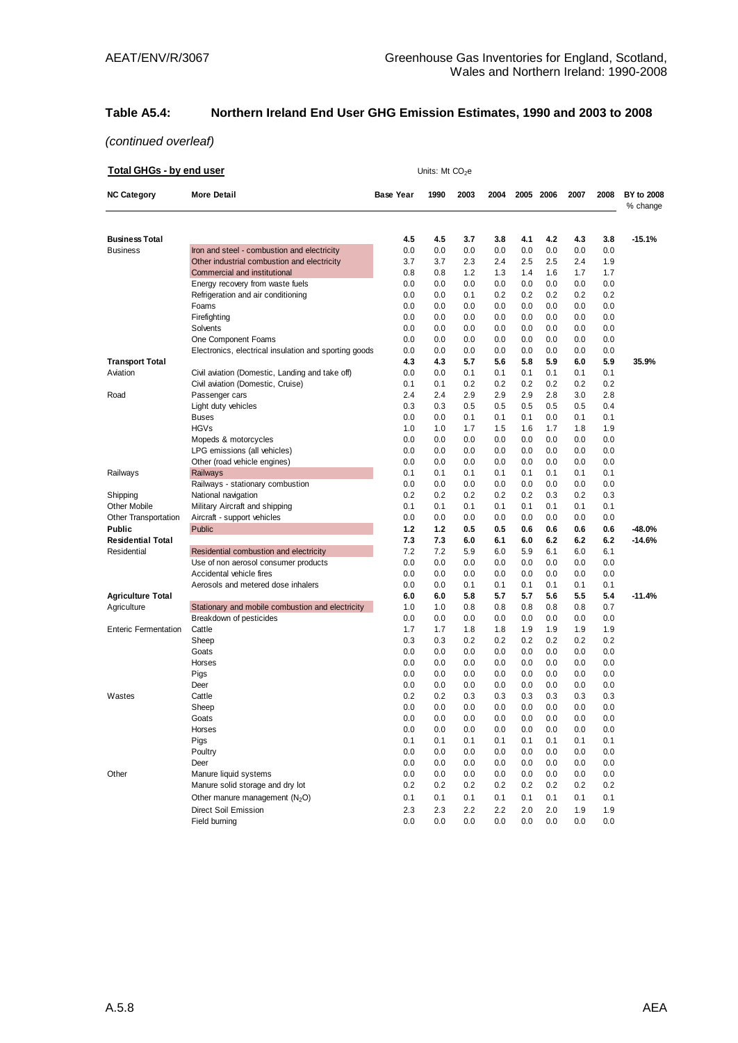### Table A5.4: Northern Ireland End User GHG Emission Estimates, 1990 and 2003 to 2008

*(continued overleaf)*

**Total GHGs - by end user** Units: Mt $CO_2e$

| NC Category | More Detail | Base Year | 1990 | 2003 | 2004 | 2005 | 2006 | 2007 | 2008 | BY to 2008 % change |
|---|---|---|---|---|---|---|---|---|---|---|
| **Business Total** | | **4.5** | **4.5** | **3.7** | **3.8** | **4.1** | **4.2** | **4.3** | **3.8** | **-15.1%** |
| Business | Iron and steel - combustion and electricity | 0.0 | 0.0 | 0.0 | 0.0 | 0.0 | 0.0 | 0.0 | 0.0 | |
| | Other industrial combustion and electricity | 3.7 | 3.7 | 2.3 | 2.4 | 2.5 | 2.5 | 2.4 | 1.9 | |
| | Commercial and institutional | 0.8 | 0.8 | 1.2 | 1.3 | 1.4 | 1.6 | 1.7 | 1.7 | |
| | Energy recovery from waste fuels | 0.0 | 0.0 | 0.0 | 0.0 | 0.0 | 0.0 | 0.0 | 0.0 | |
| | Refrigeration and air conditioning | 0.0 | 0.0 | 0.1 | 0.2 | 0.2 | 0.2 | 0.2 | 0.2 | |
| | Foams | 0.0 | 0.0 | 0.0 | 0.0 | 0.0 | 0.0 | 0.0 | 0.0 | |
| | Firefighting | 0.0 | 0.0 | 0.0 | 0.0 | 0.0 | 0.0 | 0.0 | 0.0 | |
| | Solvents | 0.0 | 0.0 | 0.0 | 0.0 | 0.0 | 0.0 | 0.0 | 0.0 | |
| | One Component Foams | 0.0 | 0.0 | 0.0 | 0.0 | 0.0 | 0.0 | 0.0 | 0.0 | |
| | Electronics, electrical insulation and sporting goods | 0.0 | 0.0 | 0.0 | 0.0 | 0.0 | 0.0 | 0.0 | 0.0 | |
| **Transport Total** | | **4.3** | **4.3** | **5.7** | **5.6** | **5.8** | **5.9** | **6.0** | **5.9** | **35.9%** |
| Aviation | Civil aviation (Domestic, Landing and take off) | 0.0 | 0.0 | 0.1 | 0.1 | 0.1 | 0.1 | 0.1 | 0.1 | |
| | Civil aviation (Domestic, Cruise) | 0.1 | 0.1 | 0.2 | 0.2 | 0.2 | 0.2 | 0.2 | 0.2 | |
| Road | Passenger cars | 2.4 | 2.4 | 2.9 | 2.9 | 2.9 | 2.8 | 3.0 | 2.8 | |
| | Light duty vehicles | 0.3 | 0.3 | 0.5 | 0.5 | 0.5 | 0.5 | 0.5 | 0.4 | |
| | Buses | 0.0 | 0.0 | 0.1 | 0.1 | 0.1 | 0.0 | 0.1 | 0.1 | |
| | HGVs | 1.0 | 1.0 | 1.7 | 1.5 | 1.6 | 1.7 | 1.8 | 1.9 | |
| | Mopeds & motorcycles | 0.0 | 0.0 | 0.0 | 0.0 | 0.0 | 0.0 | 0.0 | 0.0 | |
| | LPG emissions (all vehicles) | 0.0 | 0.0 | 0.0 | 0.0 | 0.0 | 0.0 | 0.0 | 0.0 | |
| | Other (road vehicle engines) | 0.0 | 0.0 | 0.0 | 0.0 | 0.0 | 0.0 | 0.0 | 0.0 | |
| Railways | Railways | 0.1 | 0.1 | 0.1 | 0.1 | 0.1 | 0.1 | 0.1 | 0.1 | |
| | Railways - stationary combustion | 0.0 | 0.0 | 0.0 | 0.0 | 0.0 | 0.0 | 0.0 | 0.0 | |
| Shipping | National navigation | 0.2 | 0.2 | 0.2 | 0.2 | 0.2 | 0.3 | 0.2 | 0.3 | |
| Other Mobile | Military Aircraft and shipping | 0.1 | 0.1 | 0.1 | 0.1 | 0.1 | 0.1 | 0.1 | 0.1 | |
| Other Transportation | Aircraft - support vehicles | 0.0 | 0.0 | 0.0 | 0.0 | 0.0 | 0.0 | 0.0 | 0.0 | |
| **Public** | Public | **1.2** | **1.2** | **0.5** | **0.5** | **0.6** | **0.6** | **0.6** | **0.6** | **-48.0%** |
| **Residential Total** | | **7.3** | **7.3** | **6.0** | **6.1** | **6.0** | **6.2** | **6.2** | **6.2** | **-14.6%** |
| Residential | Residential combustion and electricity | 7.2 | 7.2 | 5.9 | 6.0 | 5.9 | 6.1 | 6.0 | 6.1 | |
| | Use of non aerosol consumer products | 0.0 | 0.0 | 0.0 | 0.0 | 0.0 | 0.0 | 0.0 | 0.0 | |
| | Accidental vehicle fires | 0.0 | 0.0 | 0.0 | 0.0 | 0.0 | 0.0 | 0.0 | 0.0 | |
| | Aerosols and metered dose inhalers | 0.0 | 0.0 | 0.1 | 0.1 | 0.1 | 0.1 | 0.1 | 0.1 | |
| **Agriculture Total** | | **6.0** | **6.0** | **5.8** | **5.7** | **5.7** | **5.6** | **5.5** | **5.4** | **-11.4%** |
| Agriculture | Stationary and mobile combustion and electricity | 1.0 | 1.0 | 0.8 | 0.8 | 0.8 | 0.8 | 0.8 | 0.7 | |
| | Breakdown of pesticides | 0.0 | 0.0 | 0.0 | 0.0 | 0.0 | 0.0 | 0.0 | 0.0 | |
| Enteric Fermentation | Cattle | 1.7 | 1.7 | 1.8 | 1.8 | 1.9 | 1.9 | 1.9 | 1.9 | |
| | Sheep | 0.3 | 0.3 | 0.2 | 0.2 | 0.2 | 0.2 | 0.2 | 0.2 | |
| | Goats | 0.0 | 0.0 | 0.0 | 0.0 | 0.0 | 0.0 | 0.0 | 0.0 | |
| | Horses | 0.0 | 0.0 | 0.0 | 0.0 | 0.0 | 0.0 | 0.0 | 0.0 | |
| | Pigs | 0.0 | 0.0 | 0.0 | 0.0 | 0.0 | 0.0 | 0.0 | 0.0 | |
| | Deer | 0.0 | 0.0 | 0.0 | 0.0 | 0.0 | 0.0 | 0.0 | 0.0 | |
| Wastes | Cattle | 0.2 | 0.2 | 0.3 | 0.3 | 0.3 | 0.3 | 0.3 | 0.3 | |
| | Sheep | 0.0 | 0.0 | 0.0 | 0.0 | 0.0 | 0.0 | 0.0 | 0.0 | |
| | Goats | 0.0 | 0.0 | 0.0 | 0.0 | 0.0 | 0.0 | 0.0 | 0.0 | |
| | Horses | 0.0 | 0.0 | 0.0 | 0.0 | 0.0 | 0.0 | 0.0 | 0.0 | |
| | Pigs | 0.1 | 0.1 | 0.1 | 0.1 | 0.1 | 0.1 | 0.1 | 0.1 | |
| | Poultry | 0.0 | 0.0 | 0.0 | 0.0 | 0.0 | 0.0 | 0.0 | 0.0 | |
| | Deer | 0.0 | 0.0 | 0.0 | 0.0 | 0.0 | 0.0 | 0.0 | 0.0 | |
| Other | Manure liquid systems | 0.0 | 0.0 | 0.0 | 0.0 | 0.0 | 0.0 | 0.0 | 0.0 | |
| | Manure solid storage and dry lot | 0.2 | 0.2 | 0.2 | 0.2 | 0.2 | 0.2 | 0.2 | 0.2 | |
| | Other manure management ($N_2O$) | 0.1 | 0.1 | 0.1 | 0.1 | 0.1 | 0.1 | 0.1 | 0.1 | |
| | Direct Soil Emission | 2.3 | 2.3 | 2.2 | 2.2 | 2.0 | 2.0 | 1.9 | 1.9 | |
| | Field burning | 0.0 | 0.0 | 0.0 | 0.0 | 0.0 | 0.0 | 0.0 | 0.0 | |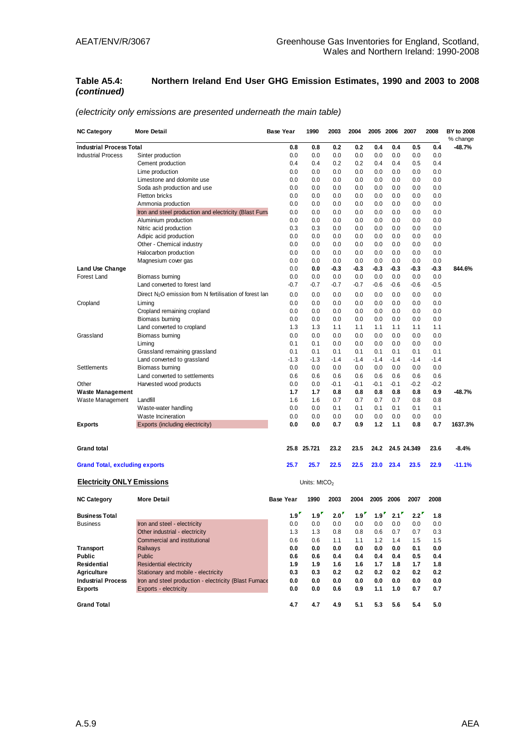**Table A5.4: (continued)** **Northern Ireland End User GHG Emission Estimates, 1990 and 2003 to 2008**

*(electricity only emissions are presented underneath the main table)*

| NC Category | More Detail | Base Year | 1990 | 2003 | 2004 | 2005 | 2006 | 2007 | 2008 | BY to 2008 % change |
|---|---|---|---|---|---|---|---|---|---|---|
| **Industrial Process Total** | | **0.8** | **0.8** | **0.2** | **0.2** | **0.4** | **0.4** | **0.5** | **0.4** | **-48.7%** |
| Industrial Process | Sinter production | 0.0 | 0.0 | 0.0 | 0.0 | 0.0 | 0.0 | 0.0 | 0.0 | |
| | Cement production | 0.4 | 0.4 | 0.2 | 0.2 | 0.4 | 0.4 | 0.5 | 0.4 | |
| | Lime production | 0.0 | 0.0 | 0.0 | 0.0 | 0.0 | 0.0 | 0.0 | 0.0 | |
| | Limestone and dolomite use | 0.0 | 0.0 | 0.0 | 0.0 | 0.0 | 0.0 | 0.0 | 0.0 | |
| | Soda ash production and use | 0.0 | 0.0 | 0.0 | 0.0 | 0.0 | 0.0 | 0.0 | 0.0 | |
| | Fletton bricks | 0.0 | 0.0 | 0.0 | 0.0 | 0.0 | 0.0 | 0.0 | 0.0 | |
| | Ammonia production | 0.0 | 0.0 | 0.0 | 0.0 | 0.0 | 0.0 | 0.0 | 0.0 | |
| | Iron and steel production and electricity (Blast Furn | 0.0 | 0.0 | 0.0 | 0.0 | 0.0 | 0.0 | 0.0 | 0.0 | |
| | Aluminium production | 0.0 | 0.0 | 0.0 | 0.0 | 0.0 | 0.0 | 0.0 | 0.0 | |
| | Nitric acid production | 0.3 | 0.3 | 0.0 | 0.0 | 0.0 | 0.0 | 0.0 | 0.0 | |
| | Adipic acid production | 0.0 | 0.0 | 0.0 | 0.0 | 0.0 | 0.0 | 0.0 | 0.0 | |
| | Other - Chemical industry | 0.0 | 0.0 | 0.0 | 0.0 | 0.0 | 0.0 | 0.0 | 0.0 | |
| | Halocarbon production | 0.0 | 0.0 | 0.0 | 0.0 | 0.0 | 0.0 | 0.0 | 0.0 | |
| | Magnesium cover gas | 0.0 | 0.0 | 0.0 | 0.0 | 0.0 | 0.0 | 0.0 | 0.0 | |
| **Land Use Change** | | **0.0** | **0.0** | **-0.3** | **-0.3** | **-0.3** | **-0.3** | **-0.3** | **-0.3** | **844.6%** |
| Forest Land | Biomass burning | 0.0 | 0.0 | 0.0 | 0.0 | 0.0 | 0.0 | 0.0 | 0.0 | |
| | Land converted to forest land | -0.7 | -0.7 | -0.7 | -0.7 | -0.6 | -0.6 | -0.6 | -0.5 | |
| | Direct $N_2O$ emission from N fertilisation of forest lan | 0.0 | 0.0 | 0.0 | 0.0 | 0.0 | 0.0 | 0.0 | 0.0 | |
| Cropland | Liming | 0.0 | 0.0 | 0.0 | 0.0 | 0.0 | 0.0 | 0.0 | 0.0 | |
| | Cropland remaining cropland | 0.0 | 0.0 | 0.0 | 0.0 | 0.0 | 0.0 | 0.0 | 0.0 | |
| | Biomass burning | 0.0 | 0.0 | 0.0 | 0.0 | 0.0 | 0.0 | 0.0 | 0.0 | |
| | Land converted to cropland | 1.3 | 1.3 | 1.1 | 1.1 | 1.1 | 1.1 | 1.1 | 1.1 | |
| Grassland | Biomass burning | 0.0 | 0.0 | 0.0 | 0.0 | 0.0 | 0.0 | 0.0 | 0.0 | |
| | Liming | 0.1 | 0.1 | 0.0 | 0.0 | 0.0 | 0.0 | 0.0 | 0.0 | |
| | Grassland remaining grassland | 0.1 | 0.1 | 0.1 | 0.1 | 0.1 | 0.1 | 0.1 | 0.1 | |
| | Land converted to grassland | -1.3 | -1.3 | -1.4 | -1.4 | -1.4 | -1.4 | -1.4 | -1.4 | |
| Settlements | Biomass burning | 0.0 | 0.0 | 0.0 | 0.0 | 0.0 | 0.0 | 0.0 | 0.0 | |
| | Land converted to settlements | 0.6 | 0.6 | 0.6 | 0.6 | 0.6 | 0.6 | 0.6 | 0.6 | |
| Other | Harvested wood products | 0.0 | 0.0 | -0.1 | -0.1 | -0.1 | -0.1 | -0.2 | -0.2 | |
| **Waste Management** | | **1.7** | **1.7** | **0.8** | **0.8** | **0.8** | **0.8** | **0.8** | **0.9** | **-48.7%** |
| Waste Management | Landfill | 1.6 | 1.6 | 0.7 | 0.7 | 0.7 | 0.7 | 0.8 | 0.8 | |
| | Waste-water handling | 0.0 | 0.0 | 0.1 | 0.1 | 0.1 | 0.1 | 0.1 | 0.1 | |
| | Waste Incineration | 0.0 | 0.0 | 0.0 | 0.0 | 0.0 | 0.0 | 0.0 | 0.0 | |
| **Exports** | Exports (including electricity) | **0.0** | **0.0** | **0.7** | **0.9** | **1.2** | **1.1** | **0.8** | **0.7** | **1637.3%** |
| **Grand total** | | **25.8** | **25.721** | **23.2** | **23.5** | **24.2** | **24.5** | **24.349** | **23.6** | **-8.4%** |
| **Grand Total, excluding exports** | | **25.7** | **25.7** | **22.5** | **22.5** | **23.0** | **23.4** | **23.5** | **22.9** | **-11.1%** |

**Electricity ONLY Emissions**

Units: $MtCO_2$

| NC Category | More Detail | Base Year | 1990 | 2003 | 2004 | 2005 | 2006 | 2007 | 2008 |
|---|---|---|---|---|---|---|---|---|---|
| **Business Total** | | **1.9** | **1.9** | **2.0** | **1.9** | **1.9** | **2.1** | **2.2** | **1.8** |
| Business | Iron and steel - electricity | 0.0 | 0.0 | 0.0 | 0.0 | 0.0 | 0.0 | 0.0 | 0.0 |
| | Other industrial - electricity | 1.3 | 1.3 | 0.8 | 0.8 | 0.6 | 0.7 | 0.7 | 0.3 |
| | Commercial and institutional | 0.6 | 0.6 | 1.1 | 1.1 | 1.2 | 1.4 | 1.5 | 1.5 |
| **Transport** | Railways | **0.0** | **0.0** | **0.0** | **0.0** | **0.0** | **0.0** | **0.1** | **0.0** |
| **Public** | Public | **0.6** | **0.6** | **0.4** | **0.4** | **0.4** | **0.4** | **0.5** | **0.4** |
| **Residential** | Residential electricity | **1.9** | **1.9** | **1.6** | **1.6** | **1.7** | **1.8** | **1.7** | **1.8** |
| **Agriculture** | Stationary and mobile - electricity | **0.3** | **0.3** | **0.2** | **0.2** | **0.2** | **0.2** | **0.2** | **0.2** |
| **Industrial Process** | Iron and steel production - electricity (Blast Furnace | **0.0** | **0.0** | **0.0** | **0.0** | **0.0** | **0.0** | **0.0** | **0.0** |
| **Exports** | Exports - electricity | **0.0** | **0.0** | **0.6** | **0.9** | **1.1** | **1.0** | **0.7** | **0.7** |
| **Grand Total** | | **4.7** | **4.7** | **4.9** | **5.1** | **5.3** | **5.6** | **5.4** | **5.0** |